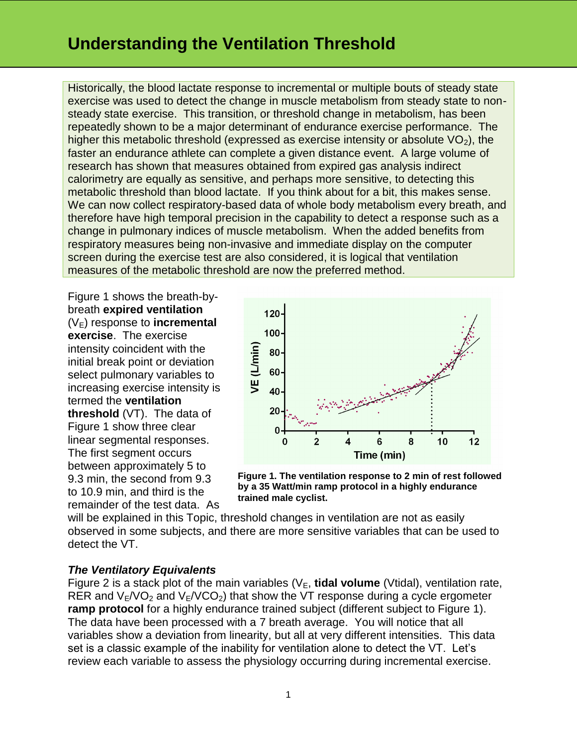# Understanding the Ventilation Threshold

Historically, the blood lactate response to incremental or multiple bouts of steady state exercise was used to detect the change in muscle metabolism from steady state to non-steady state exercise. This transition, or threshold change in metabolism, has been repeatedly shown to be a major determinant of endurance exercise performance. The higher this metabolic threshold (expressed as exercise intensity or absolute $VO_2$), the faster an endurance athlete can complete a given distance event. A large volume of research has shown that measures obtained from expired gas analysis indirect calorimetry are equally as sensitive, and perhaps more sensitive, to detecting this metabolic threshold than blood lactate. If you think about for a bit, this makes sense. We can now collect respiratory-based data of whole body metabolism every breath, and therefore have high temporal precision in the capability to detect a response such as a change in pulmonary indices of muscle metabolism. When the added benefits from respiratory measures being non-invasive and immediate display on the computer screen during the exercise test are also considered, it is logical that ventilation measures of the metabolic threshold are now the preferred method.

Figure 1 shows the breath-by-breath **expired ventilation** ($V_E$) response to **incremental exercise**. The exercise intensity coincident with the initial break point or deviation select pulmonary variables to increasing exercise intensity is termed the **ventilation threshold** (VT). The data of Figure 1 show three clear linear segmental responses. The first segment occurs between approximately 5 to 9.3 min, the second from 9.3 to 10.9 min, and third is the remainder of the test data. As will be explained in this Topic, threshold changes in ventilation are not as easily observed in some subjects, and there are more sensitive variables that can be used to detect the VT.

**Figure 1. The ventilation response to 2 min of rest followed by a 35 Watt/min ramp protocol in a highly endurance trained male cyclist.**

### *The Ventilatory Equivalents*

Figure 2 is a stack plot of the main variables ($V_E$, **tidal volume** (Vtidal), ventilation rate, RER and $V_E/VO_2$ and $V_E/VCO_2$) that show the VT response during a cycle ergometer **ramp protocol** for a highly endurance trained subject (different subject to Figure 1). The data have been processed with a 7 breath average. You will notice that all variables show a deviation from linearity, but all at very different intensities. This data set is a classic example of the inability for ventilation alone to detect the VT. Let's review each variable to assess the physiology occurring during incremental exercise.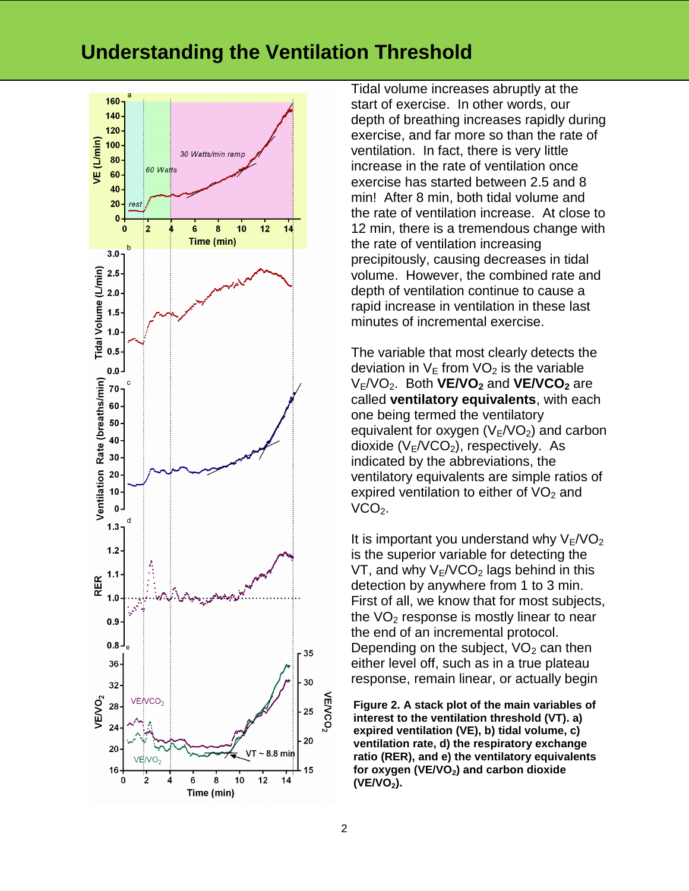# Understanding the Ventilation Threshold

Tidal volume increases abruptly at the start of exercise. In other words, our depth of breathing increases rapidly during exercise, and far more so than the rate of ventilation. In fact, there is very little increase in the rate of ventilation once exercise has started between 2.5 and 8 min! After 8 min, both tidal volume and the rate of ventilation increase. At close to 12 min, there is a tremendous change with the rate of ventilation increasing precipitously, causing decreases in tidal volume. However, the combined rate and depth of ventilation continue to cause a rapid increase in ventilation in these last minutes of incremental exercise.

The variable that most clearly detects the deviation in $V_E$ from $VO_2$ is the variable $V_E/VO_2$. Both **$VE/VO_2$** and **$VE/VCO_2$** are called **ventilatory equivalents**, with each one being termed the ventilatory equivalent for oxygen ($V_E/VO_2$) and carbon dioxide ($V_E/VCO_2$), respectively. As indicated by the abbreviations, the ventilatory equivalents are simple ratios of expired ventilation to either of $VO_2$ and $VCO_2$.

It is important you understand why $V_E/VO_2$ is the superior variable for detecting the VT, and why $V_E/VCO_2$ lags behind in this detection by anywhere from 1 to 3 min. First of all, we know that for most subjects, the $VO_2$ response is mostly linear to near the end of an incremental protocol. Depending on the subject, $VO_2$ can then either level off, such as in a true plateau response, remain linear, or actually begin

**Figure 2. A stack plot of the main variables of interest to the ventilation threshold (VT). a) expired ventilation (VE), b) tidal volume, c) ventilation rate, d) the respiratory exchange ratio (RER), and e) the ventilatory equivalents for oxygen ($VE/VO_2$) and carbon dioxide ($VE/VO_2$).**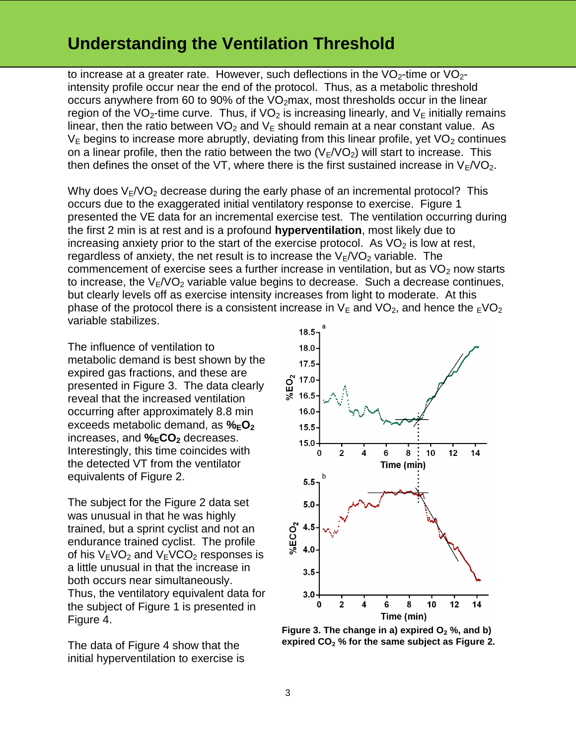to increase at a greater rate. However, such deflections in the $VO_2$-time or $VO_2$-intensity profile occur near the end of the protocol. Thus, as a metabolic threshold occurs anywhere from 60 to 90% of the $VO_2$max, most thresholds occur in the linear region of the $VO_2$-time curve. Thus, if $VO_2$ is increasing linearly, and $V_E$ initially remains linear, then the ratio between $VO_2$ and $V_E$ should remain at a near constant value. As $V_E$ begins to increase more abruptly, deviating from this linear profile, yet $VO_2$ continues on a linear profile, then the ratio between the two ($V_E/VO_2$) will start to increase. This then defines the onset of the VT, where there is the first sustained increase in $V_E/VO_2$.

Why does $V_E/VO_2$ decrease during the early phase of an incremental protocol? This occurs due to the exaggerated initial ventilatory response to exercise. Figure 1 presented the VE data for an incremental exercise test. The ventilation occurring during the first 2 min is at rest and is a profound **hyperventilation**, most likely due to increasing anxiety prior to the start of the exercise protocol. As $VO_2$ is low at rest, regardless of anxiety, the net result is to increase the $V_E/VO_2$ variable. The commencement of exercise sees a further increase in ventilation, but as $VO_2$ now starts to increase, the $V_E/VO_2$ variable value begins to decrease. Such a decrease continues, but clearly levels off as exercise intensity increases from light to moderate. At this phase of the protocol there is a consistent increase in $V_E$ and $VO_2$, and hence the $_EVO_2$ variable stabilizes.

The influence of ventilation to metabolic demand is best shown by the expired gas fractions, and these are presented in Figure 3. The data clearly reveal that the increased ventilation occurring after approximately 8.8 min exceeds metabolic demand, as **$\%_EO_2$** increases, and **$\%_ECO_2$** decreases. Interestingly, this time coincides with the detected VT from the ventilator equivalents of Figure 2.

**Figure 3. The change in a) expired $O_2$ %, and b) expired $CO_2$ % for the same subject as Figure 2.**

The subject for the Figure 2 data set was unusual in that he was highly trained, but a sprint cyclist and not an endurance trained cyclist. The profile of his $V_EVO_2$ and $V_EVCO_2$ responses is a little unusual in that the increase in both occurs near simultaneously. Thus, the ventilatory equivalent data for the subject of Figure 1 is presented in Figure 4.

The data of Figure 4 show that the initial hyperventilation to exercise is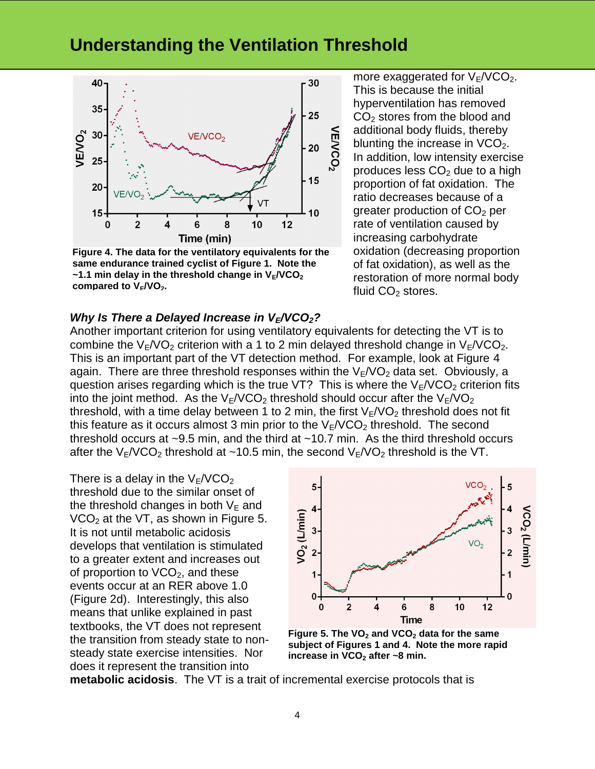# Understanding the Ventilation Threshold

**Figure 4. The data for the ventilatory equivalents for the same endurance trained cyclist of Figure 1. Note the ~1.1 min delay in the threshold change in $V_E/VCO_2$ compared to $V_E/VO_2$.**

more exaggerated for $V_E/VCO_2$. This is because the initial hyperventilation has removed $CO_2$ stores from the blood and additional body fluids, thereby blunting the increase in $VCO_2$. In addition, low intensity exercise produces less $CO_2$ due to a high proportion of fat oxidation. The ratio decreases because of a greater production of $CO_2$ per rate of ventilation caused by increasing carbohydrate oxidation (decreasing proportion of fat oxidation), as well as the restoration of more normal body fluid $CO_2$ stores.

### *Why Is There a Delayed Increase in $V_E/VCO_2$?*

Another important criterion for using ventilatory equivalents for detecting the VT is to combine the $V_E/VO_2$ criterion with a 1 to 2 min delayed threshold change in $V_E/VCO_2$. This is an important part of the VT detection method. For example, look at Figure 4 again. There are three threshold responses within the $V_E/VO_2$ data set. Obviously, a question arises regarding which is the true VT? This is where the $V_E/VCO_2$ criterion fits into the joint method. As the $V_E/VCO_2$ threshold should occur after the $V_E/VO_2$ threshold, with a time delay between 1 to 2 min, the first $V_E/VO_2$ threshold does not fit this feature as it occurs almost 3 min prior to the $V_E/VCO_2$ threshold. The second threshold occurs at ~9.5 min, and the third at ~10.7 min. As the third threshold occurs after the $V_E/VCO_2$ threshold at ~10.5 min, the second $V_E/VO_2$ threshold is the VT.

There is a delay in the $V_E/VCO_2$ threshold due to the similar onset of the threshold changes in both $V_E$ and $VCO_2$ at the VT, as shown in Figure 5. It is not until metabolic acidosis develops that ventilation is stimulated to a greater extent and increases out of proportion to $VCO_2$, and these events occur at an RER above 1.0 (Figure 2d). Interestingly, this also means that unlike explained in past textbooks, the VT does not represent the transition from steady state to non-steady state exercise intensities. Nor does it represent the transition into **metabolic acidosis**. The VT is a trait of incremental exercise protocols that is

**Figure 5. The $VO_2$ and $VCO_2$ data for the same subject of Figures 1 and 4. Note the more rapid increase in $VCO_2$ after ~8 min.**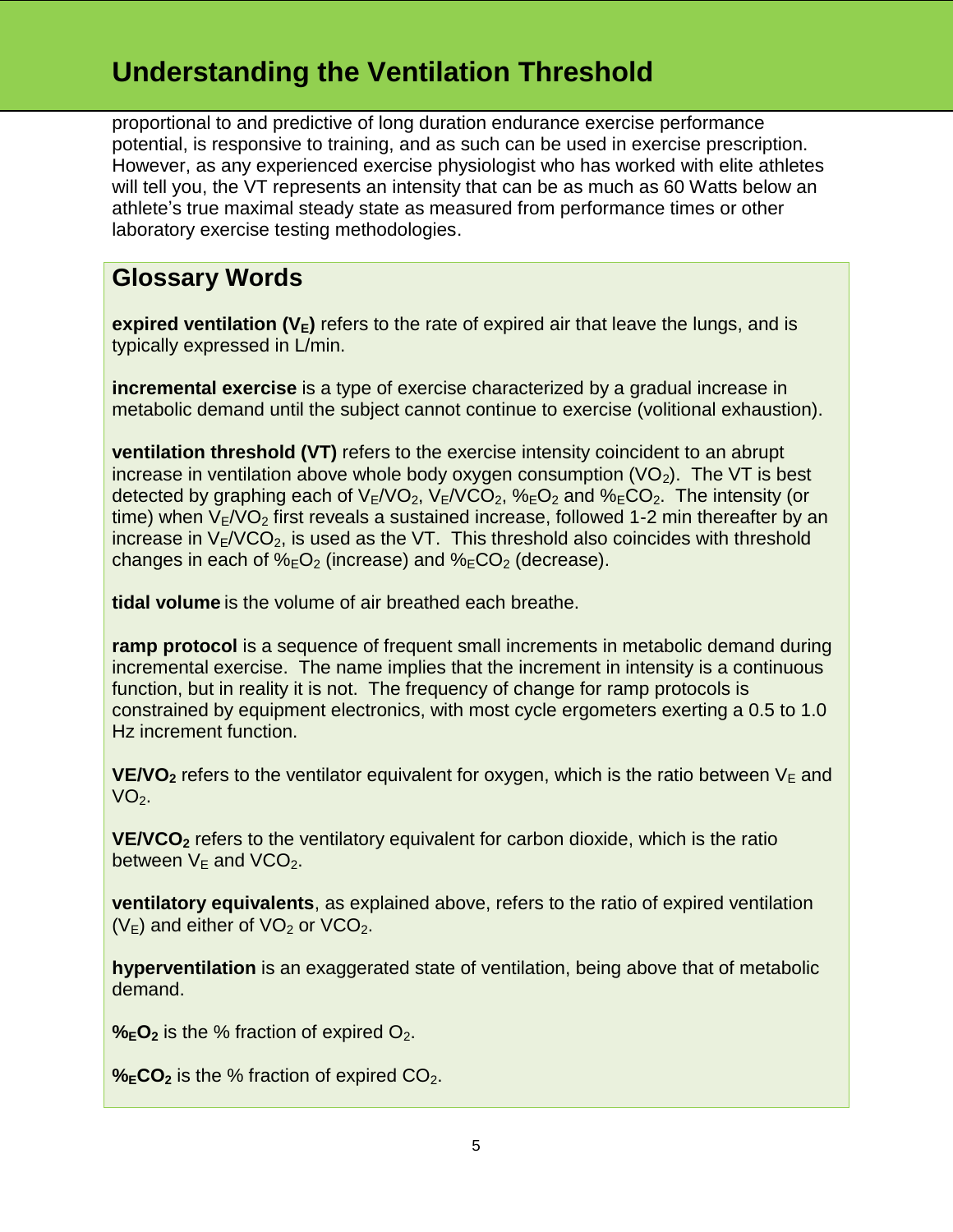proportional to and predictive of long duration endurance exercise performance potential, is responsive to training, and as such can be used in exercise prescription. However, as any experienced exercise physiologist who has worked with elite athletes will tell you, the VT represents an intensity that can be as much as 60 Watts below an athlete's true maximal steady state as measured from performance times or other laboratory exercise testing methodologies.

## Glossary Words

**expired ventilation ($V_E$)** refers to the rate of expired air that leave the lungs, and is typically expressed in L/min.

**incremental exercise** is a type of exercise characterized by a gradual increase in metabolic demand until the subject cannot continue to exercise (volitional exhaustion).

**ventilation threshold (VT)** refers to the exercise intensity coincident to an abrupt increase in ventilation above whole body oxygen consumption ($VO_2$). The VT is best detected by graphing each of $V_E/VO_2$, $V_E/VCO_2$, $\%_E O_2$ and $\%_E CO_2$. The intensity (or time) when $V_E/VO_2$ first reveals a sustained increase, followed 1-2 min thereafter by an increase in $V_E/VCO_2$, is used as the VT. This threshold also coincides with threshold changes in each of $\%_E O_2$ (increase) and $\%_E CO_2$ (decrease).

**tidal volume** is the volume of air breathed each breathe.

**ramp protocol** is a sequence of frequent small increments in metabolic demand during incremental exercise. The name implies that the increment in intensity is a continuous function, but in reality it is not. The frequency of change for ramp protocols is constrained by equipment electronics, with most cycle ergometers exerting a 0.5 to 1.0 Hz increment function.

**$VE/VO_2$** refers to the ventilator equivalent for oxygen, which is the ratio between $V_E$ and $VO_2$.

**$VE/VCO_2$** refers to the ventilatory equivalent for carbon dioxide, which is the ratio between $V_E$ and $VCO_2$.

**ventilatory equivalents**, as explained above, refers to the ratio of expired ventilation ($V_E$) and either of $VO_2$ or $VCO_2$.

**hyperventilation** is an exaggerated state of ventilation, being above that of metabolic demand.

**$\%_E O_2$** is the % fraction of expired $O_2$.

**$\%_E CO_2$** is the % fraction of expired $CO_2$.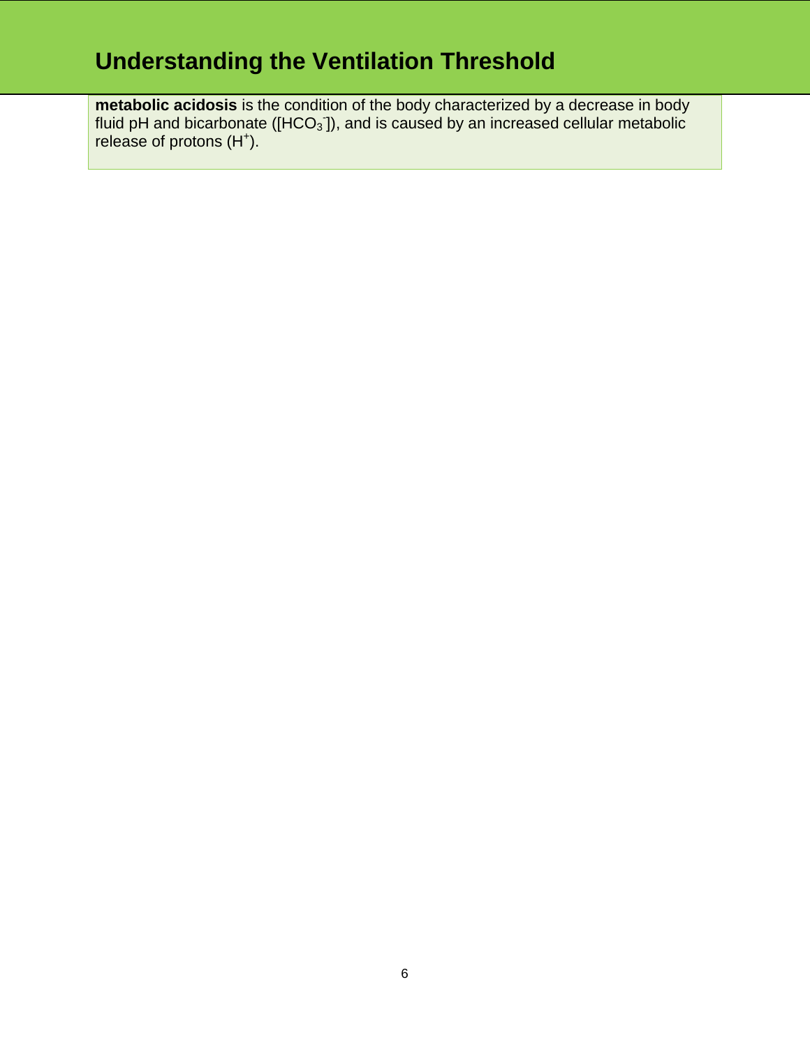# Understanding the Ventilation Threshold

**metabolic acidosis** is the condition of the body characterized by a decrease in body fluid pH and bicarbonate ($[HCO_3^-]$), and is caused by an increased cellular metabolic release of protons ($H^+$).